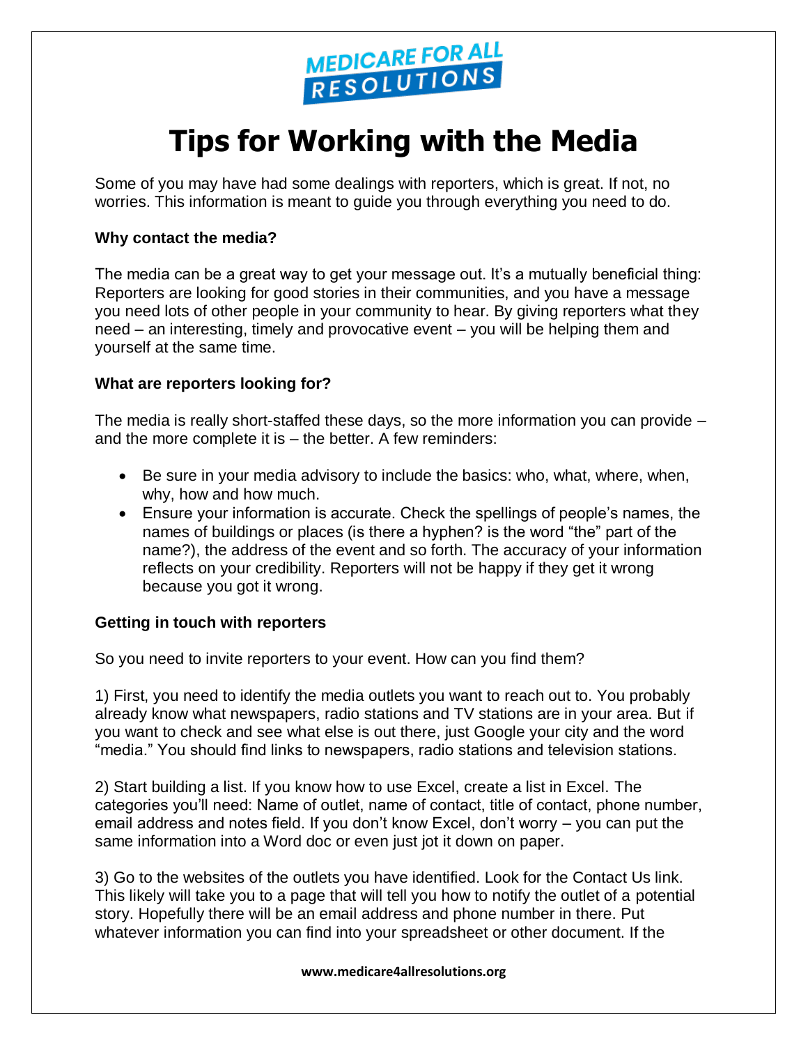MEDICARE FOR ALL RESOLUTIONS

# Tips for Working with the Media

Some of you may have had some dealings with reporters, which is great. If not, no worries. This information is meant to guide you through everything you need to do.

**Why contact the media?**

The media can be a great way to get your message out. It's a mutually beneficial thing: Reporters are looking for good stories in their communities, and you have a message you need lots of other people in your community to hear. By giving reporters what they need – an interesting, timely and provocative event – you will be helping them and yourself at the same time.

**What are reporters looking for?**

The media is really short-staffed these days, so the more information you can provide – and the more complete it is – the better. A few reminders:

- Be sure in your media advisory to include the basics: who, what, where, when, why, how and how much.
- Ensure your information is accurate. Check the spellings of people's names, the names of buildings or places (is there a hyphen? is the word "the" part of the name?), the address of the event and so forth. The accuracy of your information reflects on your credibility. Reporters will not be happy if they get it wrong because you got it wrong.

**Getting in touch with reporters**

So you need to invite reporters to your event. How can you find them?

1) First, you need to identify the media outlets you want to reach out to. You probably already know what newspapers, radio stations and TV stations are in your area. But if you want to check and see what else is out there, just Google your city and the word "media." You should find links to newspapers, radio stations and television stations.

2) Start building a list. If you know how to use Excel, create a list in Excel. The categories you'll need: Name of outlet, name of contact, title of contact, phone number, email address and notes field. If you don't know Excel, don't worry – you can put the same information into a Word doc or even just jot it down on paper.

3) Go to the websites of the outlets you have identified. Look for the Contact Us link. This likely will take you to a page that will tell you how to notify the outlet of a potential story. Hopefully there will be an email address and phone number in there. Put whatever information you can find into your spreadsheet or other document. If the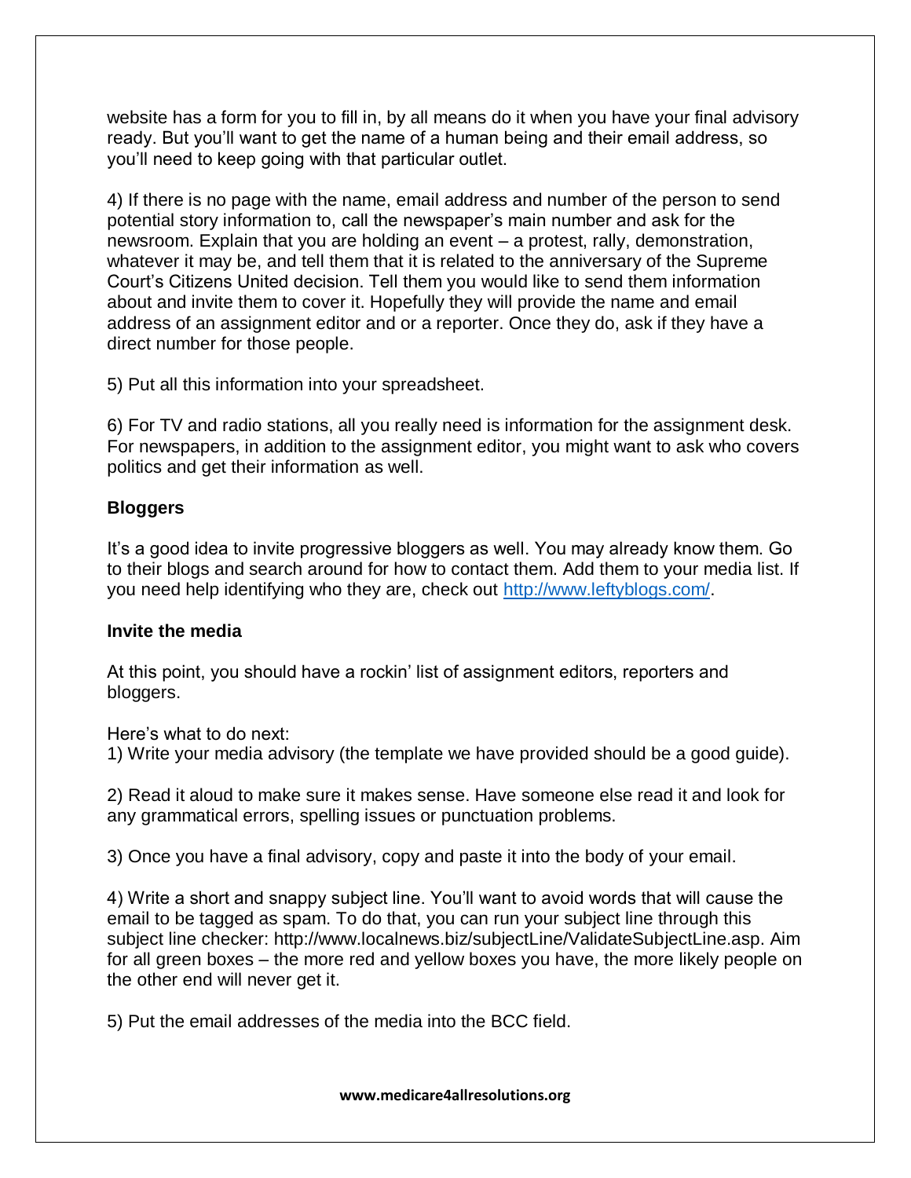website has a form for you to fill in, by all means do it when you have your final advisory ready. But you'll want to get the name of a human being and their email address, so you'll need to keep going with that particular outlet.

4) If there is no page with the name, email address and number of the person to send potential story information to, call the newspaper's main number and ask for the newsroom. Explain that you are holding an event – a protest, rally, demonstration, whatever it may be, and tell them that it is related to the anniversary of the Supreme Court's Citizens United decision. Tell them you would like to send them information about and invite them to cover it. Hopefully they will provide the name and email address of an assignment editor and or a reporter. Once they do, ask if they have a direct number for those people.

5) Put all this information into your spreadsheet.

6) For TV and radio stations, all you really need is information for the assignment desk. For newspapers, in addition to the assignment editor, you might want to ask who covers politics and get their information as well.

**Bloggers**

It's a good idea to invite progressive bloggers as well. You may already know them. Go to their blogs and search around for how to contact them. Add them to your media list. If you need help identifying who they are, check out http://www.leftyblogs.com/.

**Invite the media**

At this point, you should have a rockin' list of assignment editors, reporters and bloggers.

Here's what to do next:

1) Write your media advisory (the template we have provided should be a good guide).

2) Read it aloud to make sure it makes sense. Have someone else read it and look for any grammatical errors, spelling issues or punctuation problems.

3) Once you have a final advisory, copy and paste it into the body of your email.

4) Write a short and snappy subject line. You'll want to avoid words that will cause the email to be tagged as spam. To do that, you can run your subject line through this subject line checker: http://www.localnews.biz/subjectLine/ValidateSubjectLine.asp. Aim for all green boxes – the more red and yellow boxes you have, the more likely people on the other end will never get it.

5) Put the email addresses of the media into the BCC field.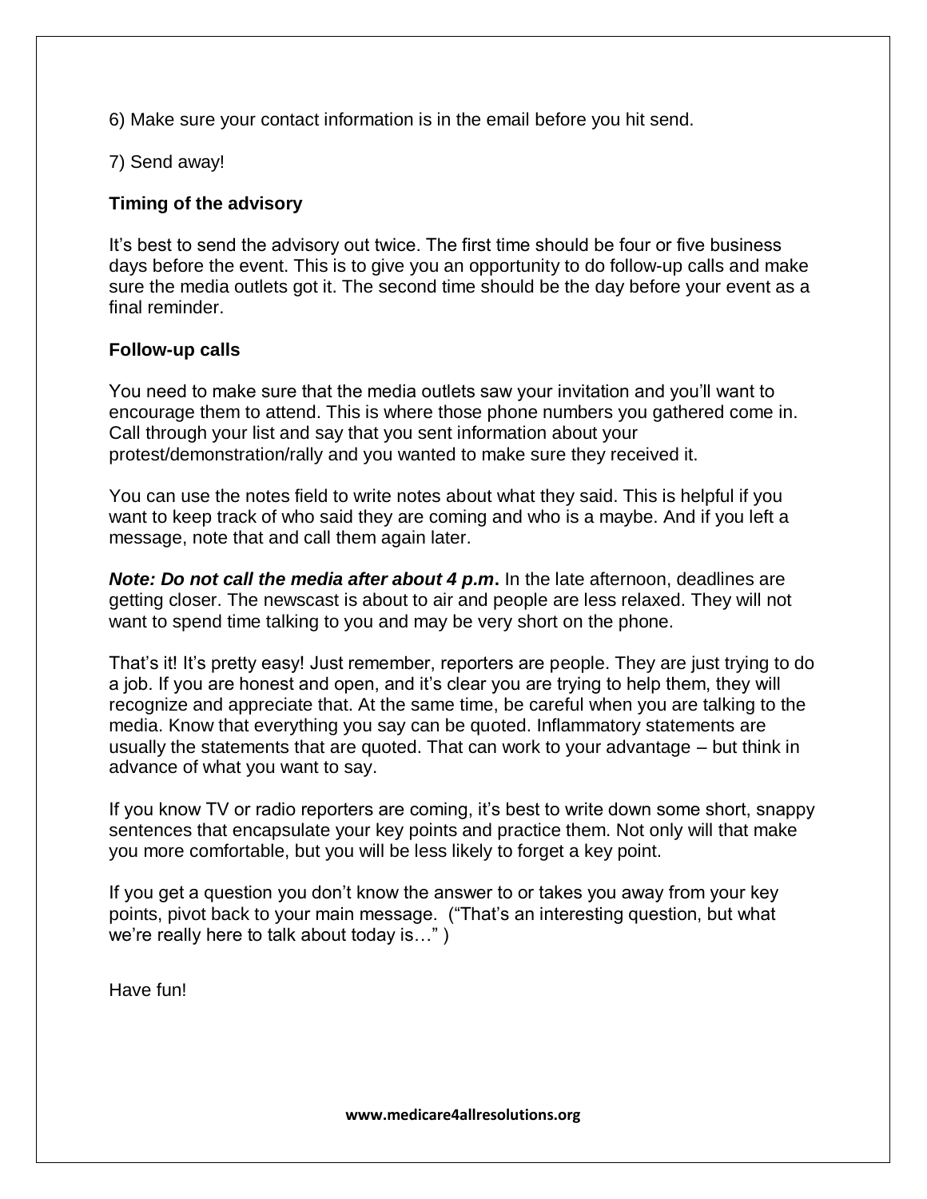6) Make sure your contact information is in the email before you hit send.

7) Send away!

**Timing of the advisory**

It's best to send the advisory out twice. The first time should be four or five business days before the event. This is to give you an opportunity to do follow-up calls and make sure the media outlets got it. The second time should be the day before your event as a final reminder.

**Follow-up calls**

You need to make sure that the media outlets saw your invitation and you'll want to encourage them to attend. This is where those phone numbers you gathered come in. Call through your list and say that you sent information about your protest/demonstration/rally and you wanted to make sure they received it.

You can use the notes field to write notes about what they said. This is helpful if you want to keep track of who said they are coming and who is a maybe. And if you left a message, note that and call them again later.

***Note: Do not call the media after about 4 p.m*.** In the late afternoon, deadlines are getting closer. The newscast is about to air and people are less relaxed. They will not want to spend time talking to you and may be very short on the phone.

That's it! It's pretty easy! Just remember, reporters are people. They are just trying to do a job. If you are honest and open, and it's clear you are trying to help them, they will recognize and appreciate that. At the same time, be careful when you are talking to the media. Know that everything you say can be quoted. Inflammatory statements are usually the statements that are quoted. That can work to your advantage – but think in advance of what you want to say.

If you know TV or radio reporters are coming, it's best to write down some short, snappy sentences that encapsulate your key points and practice them. Not only will that make you more comfortable, but you will be less likely to forget a key point.

If you get a question you don't know the answer to or takes you away from your key points, pivot back to your main message. ("That's an interesting question, but what we're really here to talk about today is…" )

Have fun!

**www.medicare4allresolutions.org**